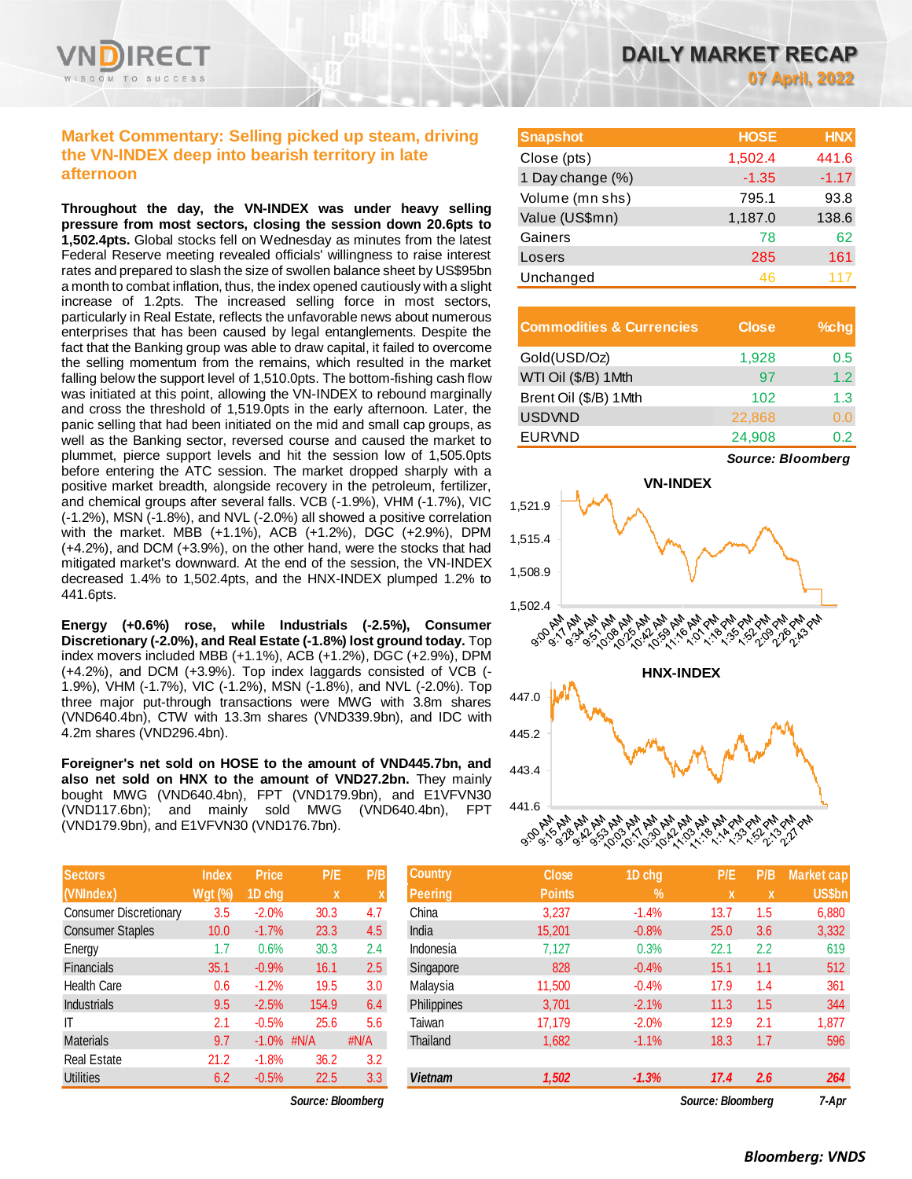# DAILY MARKET RECAP

07 April, 2022

## Market Commentary: Selling picked up steam, driving the VN-INDEX deep into bearish territory in late afternoon

**Throughout the day, the VN-INDEX was under heavy selling pressure from most sectors, closing the session down 20.6pts to 1,502.4pts.** Global stocks fell on Wednesday as minutes from the latest Federal Reserve meeting revealed officials' willingness to raise interest rates and prepared to slash the size of swollen balance sheet by US$95bn a month to combat inflation, thus, the index opened cautiously with a slight increase of 1.2pts. The increased selling force in most sectors, particularly in Real Estate, reflects the unfavorable news about numerous enterprises that has been caused by legal entanglements. Despite the fact that the Banking group was able to draw capital, it failed to overcome the selling momentum from the remains, which resulted in the market falling below the support level of 1,510.0pts. The bottom-fishing cash flow was initiated at this point, allowing the VN-INDEX to rebound marginally and cross the threshold of 1,519.0pts in the early afternoon. Later, the panic selling that had been initiated on the mid and small cap groups, as well as the Banking sector, reversed course and caused the market to plummet, pierce support levels and hit the session low of 1,505.0pts before entering the ATC session. The market dropped sharply with a positive market breadth, alongside recovery in the petroleum, fertilizer, and chemical groups after several falls. VCB (-1.9%), VHM (-1.7%), VIC (-1.2%), MSN (-1.8%), and NVL (-2.0%) all showed a positive correlation with the market. MBB (+1.1%), ACB (+1.2%), DGC (+2.9%), DPM (+4.2%), and DCM (+3.9%), on the other hand, were the stocks that had mitigated market's downward. At the end of the session, the VN-INDEX decreased 1.4% to 1,502.4pts, and the HNX-INDEX plumped 1.2% to 441.6pts.

**Energy (+0.6%) rose, while Industrials (-2.5%), Consumer Discretionary (-2.0%), and Real Estate (-1.8%) lost ground today.** Top index movers included MBB (+1.1%), ACB (+1.2%), DGC (+2.9%), DPM (+4.2%), and DCM (+3.9%). Top index laggards consisted of VCB (-1.9%), VHM (-1.7%), VIC (-1.2%), MSN (-1.8%), and NVL (-2.0%). Top three major put-through transactions were MWG with 3.8m shares (VND640.4bn), CTW with 13.3m shares (VND339.9bn), and IDC with 4.2m shares (VND296.4bn).

**Foreigner's net sold on HOSE to the amount of VND445.7bn, and also net sold on HNX to the amount of VND27.2bn.** They mainly bought MWG (VND640.4bn), FPT (VND179.9bn), and E1VFVN30 (VND117.6bn); and mainly sold MWG (VND640.4bn), FPT (VND179.9bn), and E1VFVN30 (VND176.7bn).

| Snapshot | HOSE | HNX |
|---|---|---|
| Close (pts) | 1,502.4 | 441.6 |
| 1 Day change (%) | -1.35 | -1.17 |
| Volume (mn shs) | 795.1 | 93.8 |
| Value (US$mn) | 1,187.0 | 138.6 |
| Gainers | 78 | 62 |
| Losers | 285 | 161 |
| Unchanged | 46 | 117 |

| Commodities & Currencies | Close | %chg |
|---|---|---|
| Gold(USD/Oz) | 1,928 | 0.5 |
| WTI Oil ($/B) 1Mth | 97 | 1.2 |
| Brent Oil ($/B) 1Mth | 102 | 1.3 |
| USDVND | 22,868 | 0.0 |
| EURVND | 24,908 | 0.2 |

*Source: Bloomberg*

VN-INDEX

HNX-INDEX

| Sectors (VNIndex) | Index Wgt (%) | Price 1D chg | P/E x | P/B x |
|---|---|---|---|---|
| Consumer Discretionary | 3.5 | -2.0% | 30.3 | 4.7 |
| Consumer Staples | 10.0 | -1.7% | 23.3 | 4.5 |
| Energy | 1.7 | 0.6% | 30.3 | 2.4 |
| Financials | 35.1 | -0.9% | 16.1 | 2.5 |
| Health Care | 0.6 | -1.2% | 19.5 | 3.0 |
| Industrials | 9.5 | -2.5% | 154.9 | 6.4 |
| IT | 2.1 | -0.5% | 25.6 | 5.6 |
| Materials | 9.7 | -1.0% | #N/A | #N/A |
| Real Estate | 21.2 | -1.8% | 36.2 | 3.2 |
| Utilities | 6.2 | -0.5% | 22.5 | 3.3 |

*Source: Bloomberg*

| Country Peering | Close Points | 1D chg % | P/E x | P/B x | Market cap US$bn |
|---|---|---|---|---|---|
| China | 3,237 | -1.4% | 13.7 | 1.5 | 6,880 |
| India | 15,201 | -0.8% | 25.0 | 3.6 | 3,332 |
| Indonesia | 7,127 | 0.3% | 22.1 | 2.2 | 619 |
| Singapore | 828 | -0.4% | 15.1 | 1.1 | 512 |
| Malaysia | 11,500 | -0.4% | 17.9 | 1.4 | 361 |
| Philippines | 3,701 | -2.1% | 11.3 | 1.5 | 344 |
| Taiwan | 17,179 | -2.0% | 12.9 | 2.1 | 1,877 |
| Thailand | 1,682 | -1.1% | 18.3 | 1.7 | 596 |
| ***Vietnam*** | ***1,502*** | ***-1.3%*** | ***17.4*** | ***2.6*** | ***264*** |

*Source: Bloomberg* *7-Apr*

***Bloomberg: VNDS***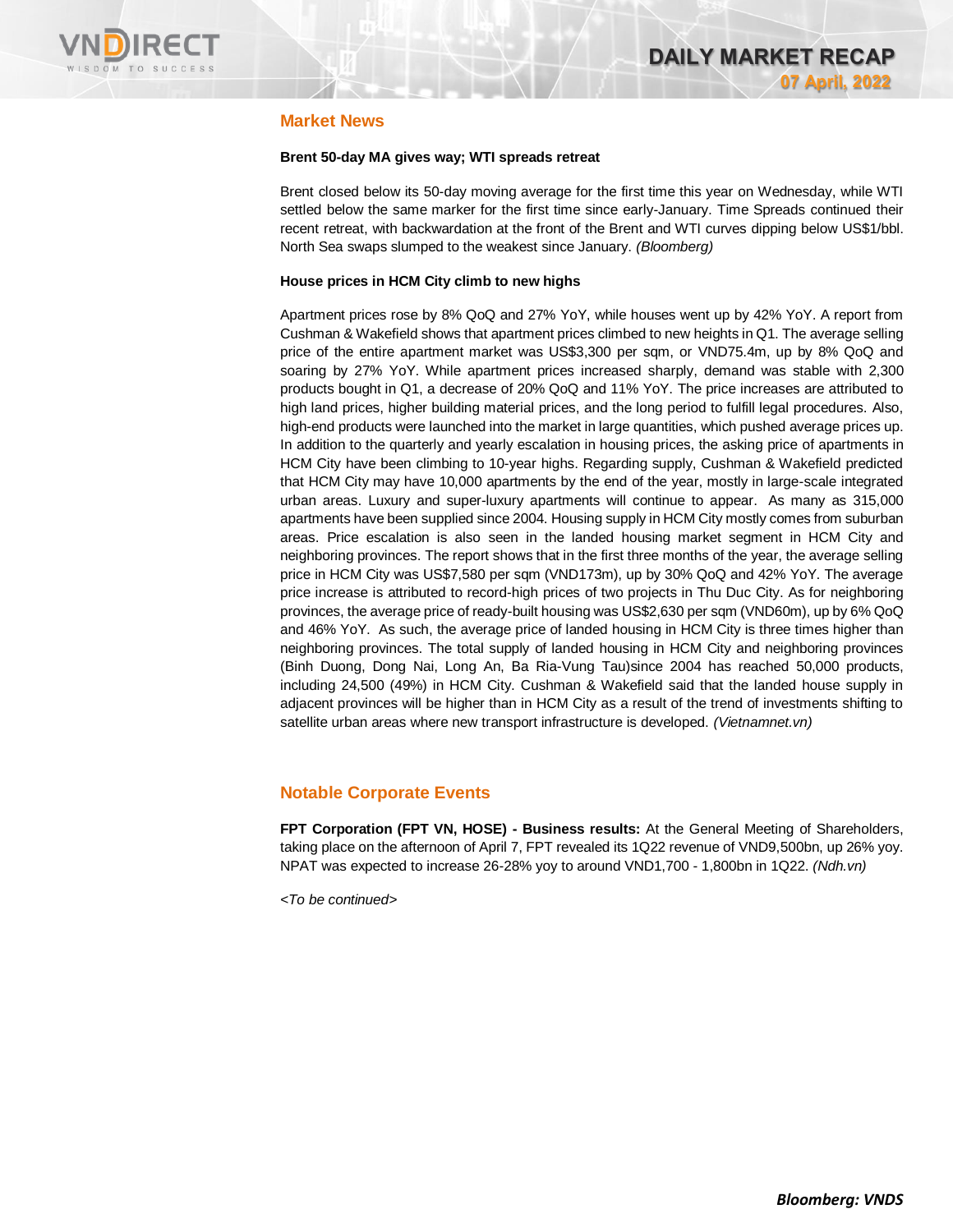## Market News

**Brent 50-day MA gives way; WTI spreads retreat**

Brent closed below its 50-day moving average for the first time this year on Wednesday, while WTI settled below the same marker for the first time since early-January. Time Spreads continued their recent retreat, with backwardation at the front of the Brent and WTI curves dipping below US$1/bbl. North Sea swaps slumped to the weakest since January. *(Bloomberg)*

**House prices in HCM City climb to new highs**

Apartment prices rose by 8% QoQ and 27% YoY, while houses went up by 42% YoY. A report from Cushman & Wakefield shows that apartment prices climbed to new heights in Q1. The average selling price of the entire apartment market was US$3,300 per sqm, or VND75.4m, up by 8% QoQ and soaring by 27% YoY. While apartment prices increased sharply, demand was stable with 2,300 products bought in Q1, a decrease of 20% QoQ and 11% YoY. The price increases are attributed to high land prices, higher building material prices, and the long period to fulfill legal procedures. Also, high-end products were launched into the market in large quantities, which pushed average prices up. In addition to the quarterly and yearly escalation in housing prices, the asking price of apartments in HCM City have been climbing to 10-year highs. Regarding supply, Cushman & Wakefield predicted that HCM City may have 10,000 apartments by the end of the year, mostly in large-scale integrated urban areas. Luxury and super-luxury apartments will continue to appear. As many as 315,000 apartments have been supplied since 2004. Housing supply in HCM City mostly comes from suburban areas. Price escalation is also seen in the landed housing market segment in HCM City and neighboring provinces. The report shows that in the first three months of the year, the average selling price in HCM City was US$7,580 per sqm (VND173m), up by 30% QoQ and 42% YoY. The average price increase is attributed to record-high prices of two projects in Thu Duc City. As for neighboring provinces, the average price of ready-built housing was US$2,630 per sqm (VND60m), up by 6% QoQ and 46% YoY. As such, the average price of landed housing in HCM City is three times higher than neighboring provinces. The total supply of landed housing in HCM City and neighboring provinces (Binh Duong, Dong Nai, Long An, Ba Ria-Vung Tau)since 2004 has reached 50,000 products, including 24,500 (49%) in HCM City. Cushman & Wakefield said that the landed house supply in adjacent provinces will be higher than in HCM City as a result of the trend of investments shifting to satellite urban areas where new transport infrastructure is developed. *(Vietnamnet.vn)*

## Notable Corporate Events

**FPT Corporation (FPT VN, HOSE) - Business results:** At the General Meeting of Shareholders, taking place on the afternoon of April 7, FPT revealed its 1Q22 revenue of VND9,500bn, up 26% yoy. NPAT was expected to increase 26-28% yoy to around VND1,700 - 1,800bn in 1Q22. *(Ndh.vn)*

*<To be continued>*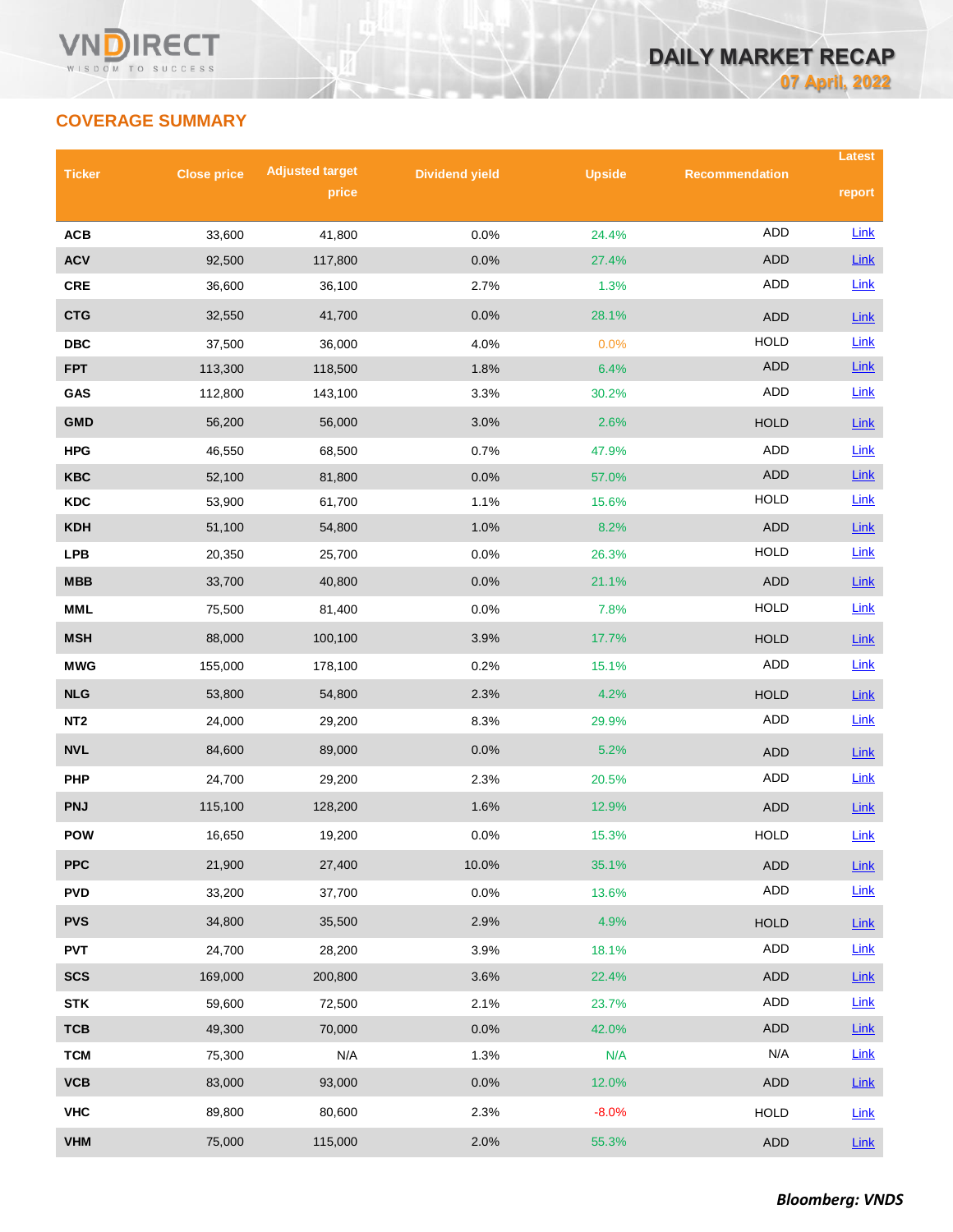## COVERAGE SUMMARY

| Ticker | Close price | Adjusted target price | Dividend yield | Upside | Recommendation | Latest report |
|---|---|---|---|---|---|---|
| ACB | 33,600 | 41,800 | 0.0% | 24.4% | ADD | Link |
| ACV | 92,500 | 117,800 | 0.0% | 27.4% | ADD | Link |
| CRE | 36,600 | 36,100 | 2.7% | 1.3% | ADD | Link |
| CTG | 32,550 | 41,700 | 0.0% | 28.1% | ADD | Link |
| DBC | 37,500 | 36,000 | 4.0% | 0.0% | HOLD | Link |
| FPT | 113,300 | 118,500 | 1.8% | 6.4% | ADD | Link |
| GAS | 112,800 | 143,100 | 3.3% | 30.2% | ADD | Link |
| GMD | 56,200 | 56,000 | 3.0% | 2.6% | HOLD | Link |
| HPG | 46,550 | 68,500 | 0.7% | 47.9% | ADD | Link |
| KBC | 52,100 | 81,800 | 0.0% | 57.0% | ADD | Link |
| KDC | 53,900 | 61,700 | 1.1% | 15.6% | HOLD | Link |
| KDH | 51,100 | 54,800 | 1.0% | 8.2% | ADD | Link |
| LPB | 20,350 | 25,700 | 0.0% | 26.3% | HOLD | Link |
| MBB | 33,700 | 40,800 | 0.0% | 21.1% | ADD | Link |
| MML | 75,500 | 81,400 | 0.0% | 7.8% | HOLD | Link |
| MSH | 88,000 | 100,100 | 3.9% | 17.7% | HOLD | Link |
| MWG | 155,000 | 178,100 | 0.2% | 15.1% | ADD | Link |
| NLG | 53,800 | 54,800 | 2.3% | 4.2% | HOLD | Link |
| NT2 | 24,000 | 29,200 | 8.3% | 29.9% | ADD | Link |
| NVL | 84,600 | 89,000 | 0.0% | 5.2% | ADD | Link |
| PHP | 24,700 | 29,200 | 2.3% | 20.5% | ADD | Link |
| PNJ | 115,100 | 128,200 | 1.6% | 12.9% | ADD | Link |
| POW | 16,650 | 19,200 | 0.0% | 15.3% | HOLD | Link |
| PPC | 21,900 | 27,400 | 10.0% | 35.1% | ADD | Link |
| PVD | 33,200 | 37,700 | 0.0% | 13.6% | ADD | Link |
| PVS | 34,800 | 35,500 | 2.9% | 4.9% | HOLD | Link |
| PVT | 24,700 | 28,200 | 3.9% | 18.1% | ADD | Link |
| SCS | 169,000 | 200,800 | 3.6% | 22.4% | ADD | Link |
| STK | 59,600 | 72,500 | 2.1% | 23.7% | ADD | Link |
| TCB | 49,300 | 70,000 | 0.0% | 42.0% | ADD | Link |
| TCM | 75,300 | N/A | 1.3% | N/A | N/A | Link |
| VCB | 83,000 | 93,000 | 0.0% | 12.0% | ADD | Link |
| VHC | 89,800 | 80,600 | 2.3% | -8.0% | HOLD | Link |
| VHM | 75,000 | 115,000 | 2.0% | 55.3% | ADD | Link |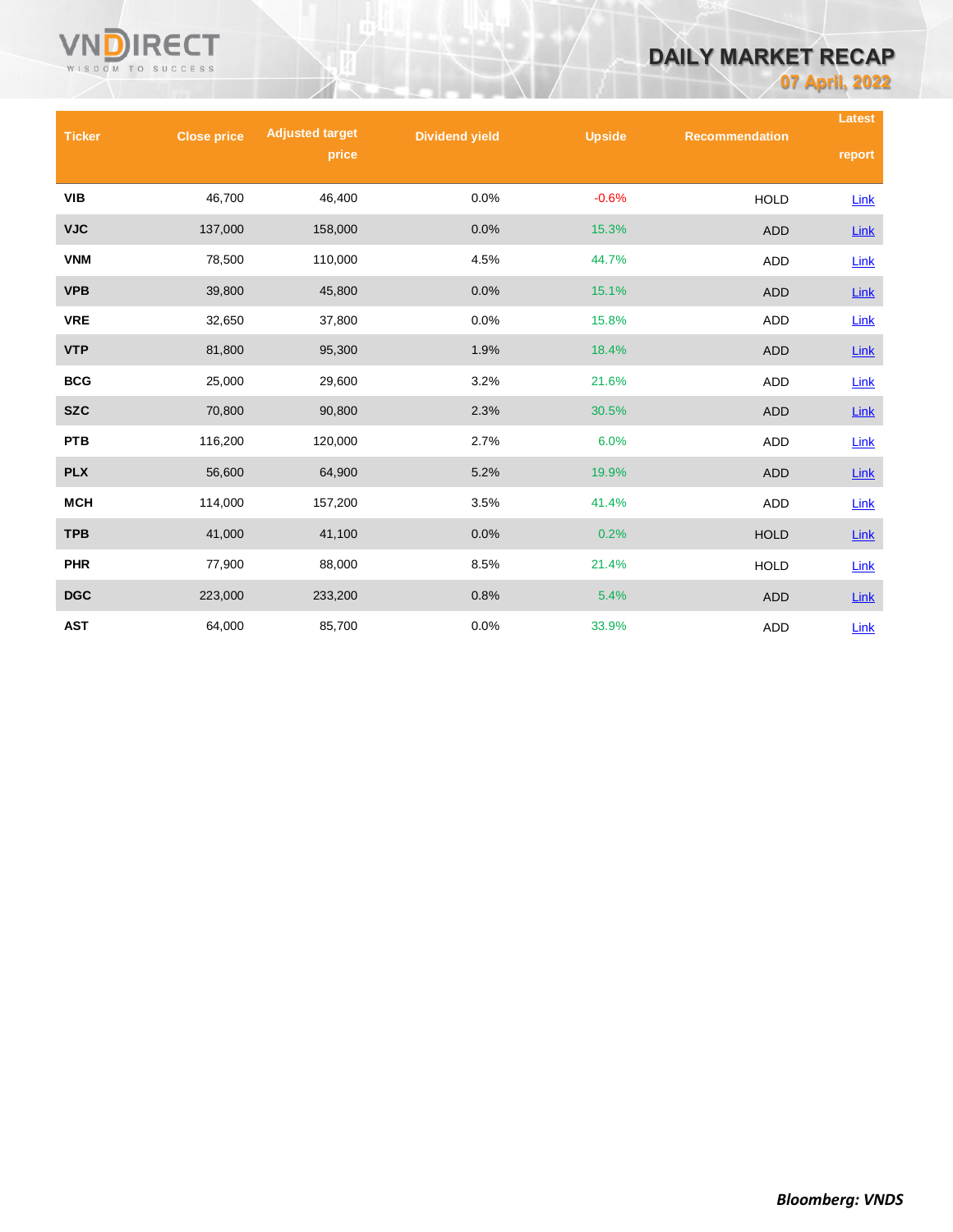| Ticker | Close price | Adjusted target price | Dividend yield | Upside | Recommendation | Latest report |
|---|---|---|---|---|---|---|
| VIB | 46,700 | 46,400 | 0.0% | -0.6% | HOLD | Link |
| VJC | 137,000 | 158,000 | 0.0% | 15.3% | ADD | Link |
| VNM | 78,500 | 110,000 | 4.5% | 44.7% | ADD | Link |
| VPB | 39,800 | 45,800 | 0.0% | 15.1% | ADD | Link |
| VRE | 32,650 | 37,800 | 0.0% | 15.8% | ADD | Link |
| VTP | 81,800 | 95,300 | 1.9% | 18.4% | ADD | Link |
| BCG | 25,000 | 29,600 | 3.2% | 21.6% | ADD | Link |
| SZC | 70,800 | 90,800 | 2.3% | 30.5% | ADD | Link |
| PTB | 116,200 | 120,000 | 2.7% | 6.0% | ADD | Link |
| PLX | 56,600 | 64,900 | 5.2% | 19.9% | ADD | Link |
| MCH | 114,000 | 157,200 | 3.5% | 41.4% | ADD | Link |
| TPB | 41,000 | 41,100 | 0.0% | 0.2% | HOLD | Link |
| PHR | 77,900 | 88,000 | 8.5% | 21.4% | HOLD | Link |
| DGC | 223,000 | 233,200 | 0.8% | 5.4% | ADD | Link |
| AST | 64,000 | 85,700 | 0.0% | 33.9% | ADD | Link |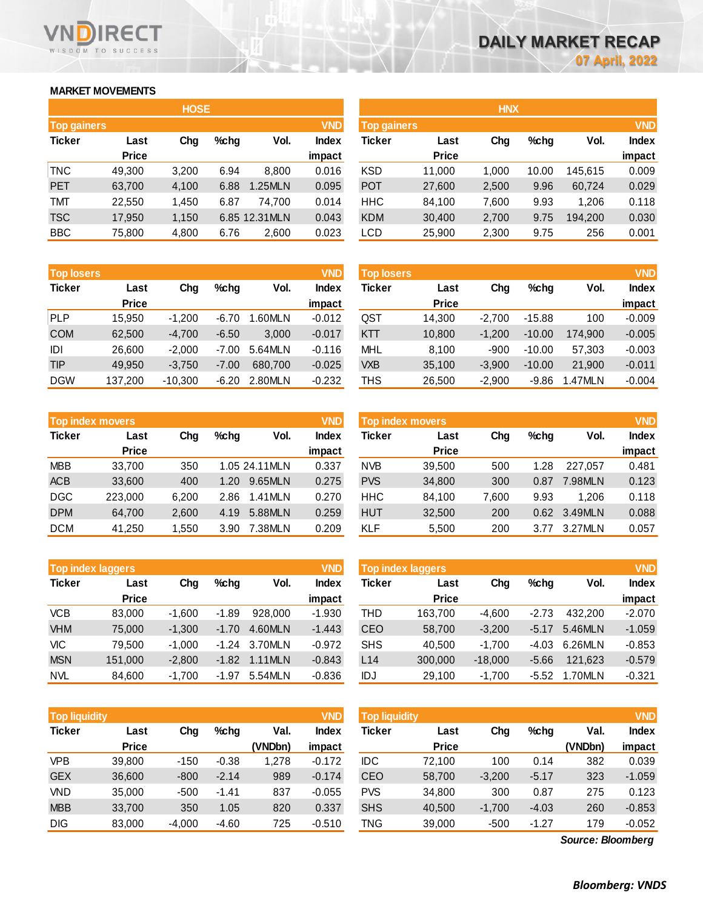# DAILY MARKET RECAP

07 April, 2022

## MARKET MOVEMENTS

### HOSE

| Top gainers | | | | | VND |
|---|---|---|---|---|---|
| Ticker | Last Price | Chg | %chg | Vol. | Index impact |
| TNC | 49,300 | 3,200 | 6.94 | 8,800 | 0.016 |
| PET | 63,700 | 4,100 | 6.88 | 1.25MLN | 0.095 |
| TMT | 22,550 | 1,450 | 6.87 | 74,700 | 0.014 |
| TSC | 17,950 | 1,150 | 6.85 | 12.31MLN | 0.043 |
| BBC | 75,800 | 4,800 | 6.76 | 2,600 | 0.023 |

| Top losers | | | | | VND |
|---|---|---|---|---|---|
| Ticker | Last Price | Chg | %chg | Vol. | Index impact |
| PLP | 15,950 | -1,200 | -6.70 | 1.60MLN | -0.012 |
| COM | 62,500 | -4,700 | -6.50 | 3,000 | -0.017 |
| IDI | 26,600 | -2,000 | -7.00 | 5.64MLN | -0.116 |
| TIP | 49,950 | -3,750 | -7.00 | 680,700 | -0.025 |
| DGW | 137,200 | -10,300 | -6.20 | 2.80MLN | -0.232 |

| Top index movers | | | | | VND |
|---|---|---|---|---|---|
| Ticker | Last Price | Chg | %chg | Vol. | Index impact |
| MBB | 33,700 | 350 | 1.05 | 24.11MLN | 0.337 |
| ACB | 33,600 | 400 | 1.20 | 9.65MLN | 0.275 |
| DGC | 223,000 | 6,200 | 2.86 | 1.41MLN | 0.270 |
| DPM | 64,700 | 2,600 | 4.19 | 5.88MLN | 0.259 |
| DCM | 41,250 | 1,550 | 3.90 | 7.38MLN | 0.209 |

| Top index laggers | | | | | VND |
|---|---|---|---|---|---|
| Ticker | Last Price | Chg | %chg | Vol. | Index impact |
| VCB | 83,000 | -1,600 | -1.89 | 928,000 | -1.930 |
| VHM | 75,000 | -1,300 | -1.70 | 4.60MLN | -1.443 |
| VIC | 79,500 | -1,000 | -1.24 | 3.70MLN | -0.972 |
| MSN | 151,000 | -2,800 | -1.82 | 1.11MLN | -0.843 |
| NVL | 84,600 | -1,700 | -1.97 | 5.54MLN | -0.836 |

| Top liquidity | | | | | VND |
|---|---|---|---|---|---|
| Ticker | Last Price | Chg | %chg | Val. (VNDbn) | Index impact |
| VPB | 39,800 | -150 | -0.38 | 1,278 | -0.172 |
| GEX | 36,600 | -800 | -2.14 | 989 | -0.174 |
| VND | 35,000 | -500 | -1.41 | 837 | -0.055 |
| MBB | 33,700 | 350 | 1.05 | 820 | 0.337 |
| DIG | 83,000 | -4,000 | -4.60 | 725 | -0.510 |

### HNX

| Top gainers | | | | | VND |
|---|---|---|---|---|---|
| Ticker | Last Price | Chg | %chg | Vol. | Index impact |
| KSD | 11,000 | 1,000 | 10.00 | 145,615 | 0.009 |
| POT | 27,600 | 2,500 | 9.96 | 60,724 | 0.029 |
| HHC | 84,100 | 7,600 | 9.93 | 1,206 | 0.118 |
| KDM | 30,400 | 2,700 | 9.75 | 194,200 | 0.030 |
| LCD | 25,900 | 2,300 | 9.75 | 256 | 0.001 |

| Top losers | | | | | VND |
|---|---|---|---|---|---|
| Ticker | Last Price | Chg | %chg | Vol. | Index impact |
| QST | 14,300 | -2,700 | -15.88 | 100 | -0.009 |
| KTT | 10,800 | -1,200 | -10.00 | 174,900 | -0.005 |
| MHL | 8,100 | -900 | -10.00 | 57,303 | -0.003 |
| VXB | 35,100 | -3,900 | -10.00 | 21,900 | -0.011 |
| THS | 26,500 | -2,900 | -9.86 | 1.47MLN | -0.004 |

| Top index movers | | | | | VND |
|---|---|---|---|---|---|
| Ticker | Last Price | Chg | %chg | Vol. | Index impact |
| NVB | 39,500 | 500 | 1.28 | 227,057 | 0.481 |
| PVS | 34,800 | 300 | 0.87 | 7.98MLN | 0.123 |
| HHC | 84,100 | 7,600 | 9.93 | 1,206 | 0.118 |
| HUT | 32,500 | 200 | 0.62 | 3.49MLN | 0.088 |
| KLF | 5,500 | 200 | 3.77 | 3.27MLN | 0.057 |

| Top index laggers | | | | | VND |
|---|---|---|---|---|---|
| Ticker | Last Price | Chg | %chg | Vol. | Index impact |
| THD | 163,700 | -4,600 | -2.73 | 432,200 | -2.070 |
| CEO | 58,700 | -3,200 | -5.17 | 5.46MLN | -1.059 |
| SHS | 40,500 | -1,700 | -4.03 | 6.26MLN | -0.853 |
| L14 | 300,000 | -18,000 | -5.66 | 121,623 | -0.579 |
| IDJ | 29,100 | -1,700 | -5.52 | 1.70MLN | -0.321 |

| Top liquidity | | | | | VND |
|---|---|---|---|---|---|
| Ticker | Last Price | Chg | %chg | Val. (VNDbn) | Index impact |
| IDC | 72,100 | 100 | 0.14 | 382 | 0.039 |
| CEO | 58,700 | -3,200 | -5.17 | 323 | -1.059 |
| PVS | 34,800 | 300 | 0.87 | 275 | 0.123 |
| SHS | 40,500 | -1,700 | -4.03 | 260 | -0.853 |
| TNG | 39,000 | -500 | -1.27 | 179 | -0.052 |

*Source: Bloomberg*

***Bloomberg: VNDS***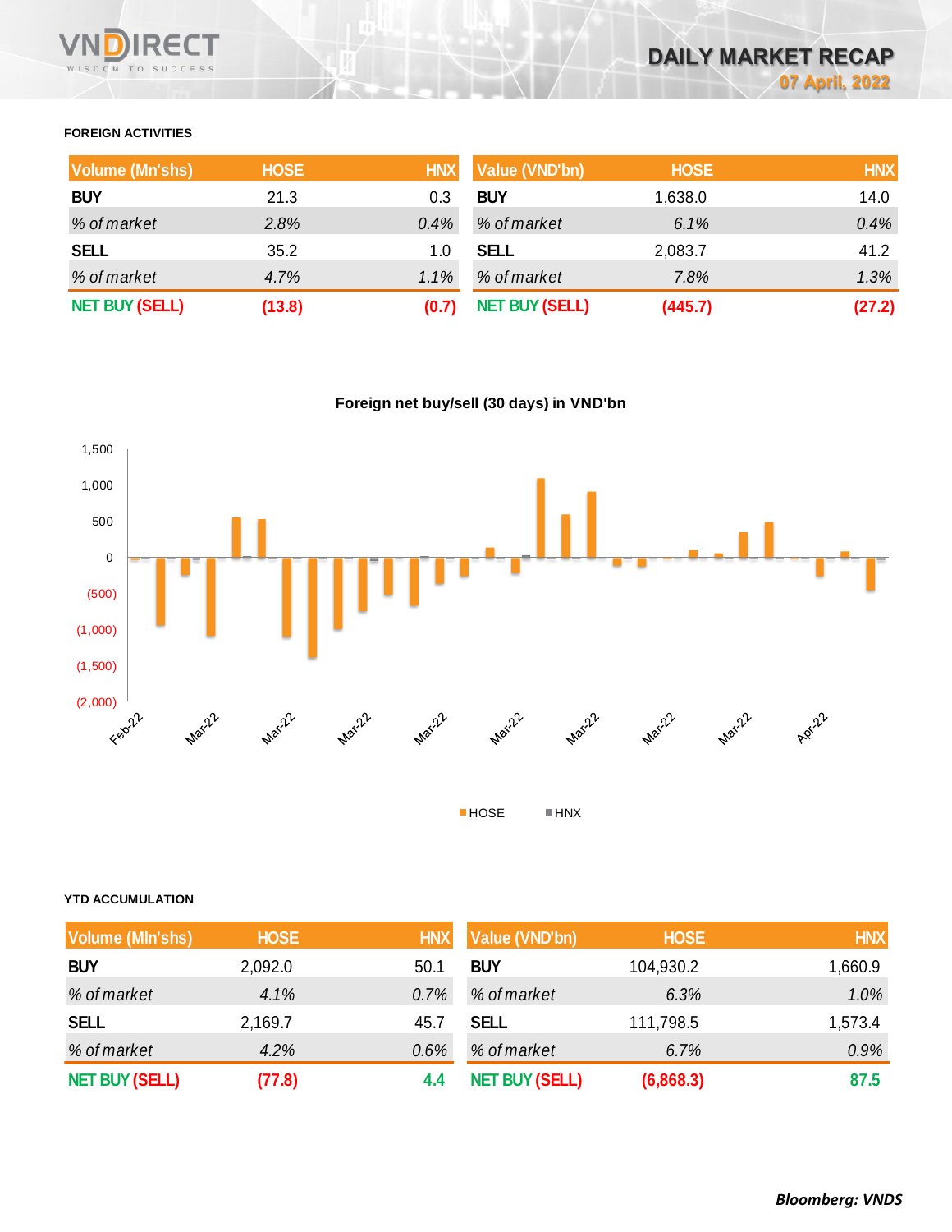# DAILY MARKET RECAP

07 April, 2022

### FOREIGN ACTIVITIES

| Volume (Mn'shs) | HOSE | HNX |
|---|---|---|
| **BUY** | 21.3 | 0.3 |
| *% of market* | *2.8%* | *0.4%* |
| **SELL** | 35.2 | 1.0 |
| *% of market* | *4.7%* | *1.1%* |
| **NET BUY (SELL)** | **(13.8)** | **(0.7)** |

| Value (VND'bn) | HOSE | HNX |
|---|---|---|
| **BUY** | 1,638.0 | 14.0 |
| *% of market* | *6.1%* | *0.4%* |
| **SELL** | 2,083.7 | 41.2 |
| *% of market* | *7.8%* | *1.3%* |
| **NET BUY (SELL)** | **(445.7)** | **(27.2)** |

**Foreign net buy/sell (30 days) in VND'bn**

### YTD ACCUMULATION

| Volume (Mln'shs) | HOSE | HNX |
|---|---|---|
| **BUY** | 2,092.0 | 50.1 |
| *% of market* | *4.1%* | *0.7%* |
| **SELL** | 2,169.7 | 45.7 |
| *% of market* | *4.2%* | *0.6%* |
| **NET BUY (SELL)** | **(77.8)** | **4.4** |

| Value (VND'bn) | HOSE | HNX |
|---|---|---|
| **BUY** | 104,930.2 | 1,660.9 |
| *% of market* | *6.3%* | *1.0%* |
| **SELL** | 111,798.5 | 1,573.4 |
| *% of market* | *6.7%* | *0.9%* |
| **NET BUY (SELL)** | **(6,868.3)** | **87.5** |

***Bloomberg: VNDS***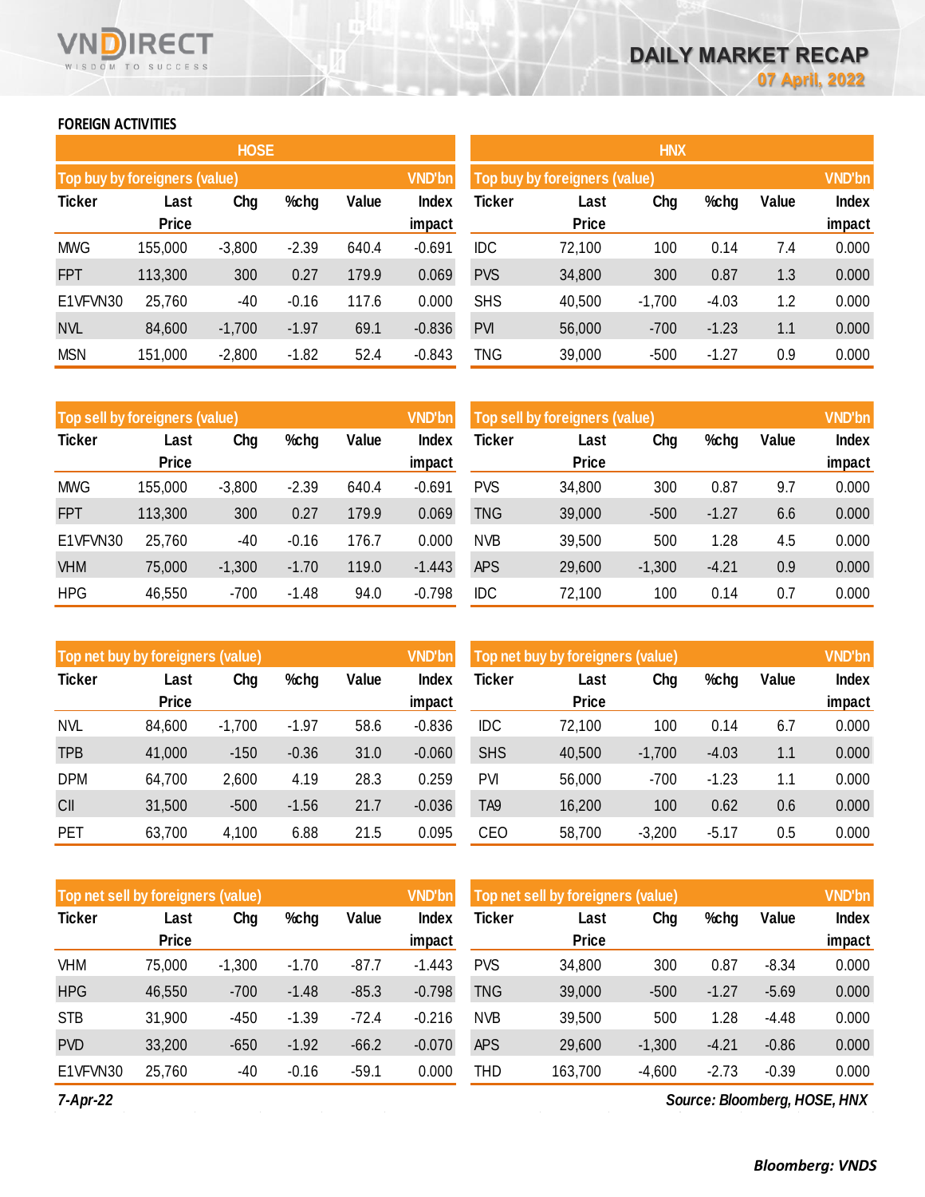# DAILY MARKET RECAP

07 April, 2022

## FOREIGN ACTIVITIES

### HOSE

**Top buy by foreigners (value)** — VND'bn

| Ticker | Last Price | Chg | %chg | Value | Index impact |
|---|---|---|---|---|---|
| MWG | 155,000 | -3,800 | -2.39 | 640.4 | -0.691 |
| FPT | 113,300 | 300 | 0.27 | 179.9 | 0.069 |
| E1VFVN30 | 25,760 | -40 | -0.16 | 117.6 | 0.000 |
| NVL | 84,600 | -1,700 | -1.97 | 69.1 | -0.836 |
| MSN | 151,000 | -2,800 | -1.82 | 52.4 | -0.843 |

**Top sell by foreigners (value)** — VND'bn

| Ticker | Last Price | Chg | %chg | Value | Index impact |
|---|---|---|---|---|---|
| MWG | 155,000 | -3,800 | -2.39 | 640.4 | -0.691 |
| FPT | 113,300 | 300 | 0.27 | 179.9 | 0.069 |
| E1VFVN30 | 25,760 | -40 | -0.16 | 176.7 | 0.000 |
| VHM | 75,000 | -1,300 | -1.70 | 119.0 | -1.443 |
| HPG | 46,550 | -700 | -1.48 | 94.0 | -0.798 |

**Top net buy by foreigners (value)** — VND'bn

| Ticker | Last Price | Chg | %chg | Value | Index impact |
|---|---|---|---|---|---|
| NVL | 84,600 | -1,700 | -1.97 | 58.6 | -0.836 |
| TPB | 41,000 | -150 | -0.36 | 31.0 | -0.060 |
| DPM | 64,700 | 2,600 | 4.19 | 28.3 | 0.259 |
| CII | 31,500 | -500 | -1.56 | 21.7 | -0.036 |
| PET | 63,700 | 4,100 | 6.88 | 21.5 | 0.095 |

**Top net sell by foreigners (value)** — VND'bn

| Ticker | Last Price | Chg | %chg | Value | Index impact |
|---|---|---|---|---|---|
| VHM | 75,000 | -1,300 | -1.70 | -87.7 | -1.443 |
| HPG | 46,550 | -700 | -1.48 | -85.3 | -0.798 |
| STB | 31,900 | -450 | -1.39 | -72.4 | -0.216 |
| PVD | 33,200 | -650 | -1.92 | -66.2 | -0.070 |
| E1VFVN30 | 25,760 | -40 | -0.16 | -59.1 | 0.000 |

### HNX

**Top buy by foreigners (value)** — VND'bn

| Ticker | Last Price | Chg | %chg | Value | Index impact |
|---|---|---|---|---|---|
| IDC | 72,100 | 100 | 0.14 | 7.4 | 0.000 |
| PVS | 34,800 | 300 | 0.87 | 1.3 | 0.000 |
| SHS | 40,500 | -1,700 | -4.03 | 1.2 | 0.000 |
| PVI | 56,000 | -700 | -1.23 | 1.1 | 0.000 |
| TNG | 39,000 | -500 | -1.27 | 0.9 | 0.000 |

**Top sell by foreigners (value)** — VND'bn

| Ticker | Last Price | Chg | %chg | Value | Index impact |
|---|---|---|---|---|---|
| PVS | 34,800 | 300 | 0.87 | 9.7 | 0.000 |
| TNG | 39,000 | -500 | -1.27 | 6.6 | 0.000 |
| NVB | 39,500 | 500 | 1.28 | 4.5 | 0.000 |
| APS | 29,600 | -1,300 | -4.21 | 0.9 | 0.000 |
| IDC | 72,100 | 100 | 0.14 | 0.7 | 0.000 |

**Top net buy by foreigners (value)** — VND'bn

| Ticker | Last Price | Chg | %chg | Value | Index impact |
|---|---|---|---|---|---|
| IDC | 72,100 | 100 | 0.14 | 6.7 | 0.000 |
| SHS | 40,500 | -1,700 | -4.03 | 1.1 | 0.000 |
| PVI | 56,000 | -700 | -1.23 | 1.1 | 0.000 |
| TA9 | 16,200 | 100 | 0.62 | 0.6 | 0.000 |
| CEO | 58,700 | -3,200 | -5.17 | 0.5 | 0.000 |

**Top net sell by foreigners (value)** — VND'bn

| Ticker | Last Price | Chg | %chg | Value | Index impact |
|---|---|---|---|---|---|
| PVS | 34,800 | 300 | 0.87 | -8.34 | 0.000 |
| TNG | 39,000 | -500 | -1.27 | -5.69 | 0.000 |
| NVB | 39,500 | 500 | 1.28 | -4.48 | 0.000 |
| APS | 29,600 | -1,300 | -4.21 | -0.86 | 0.000 |
| THD | 163,700 | -4,600 | -2.73 | -0.39 | 0.000 |

*7-Apr-22*

*Source: Bloomberg, HOSE, HNX*

*Bloomberg: VNDS*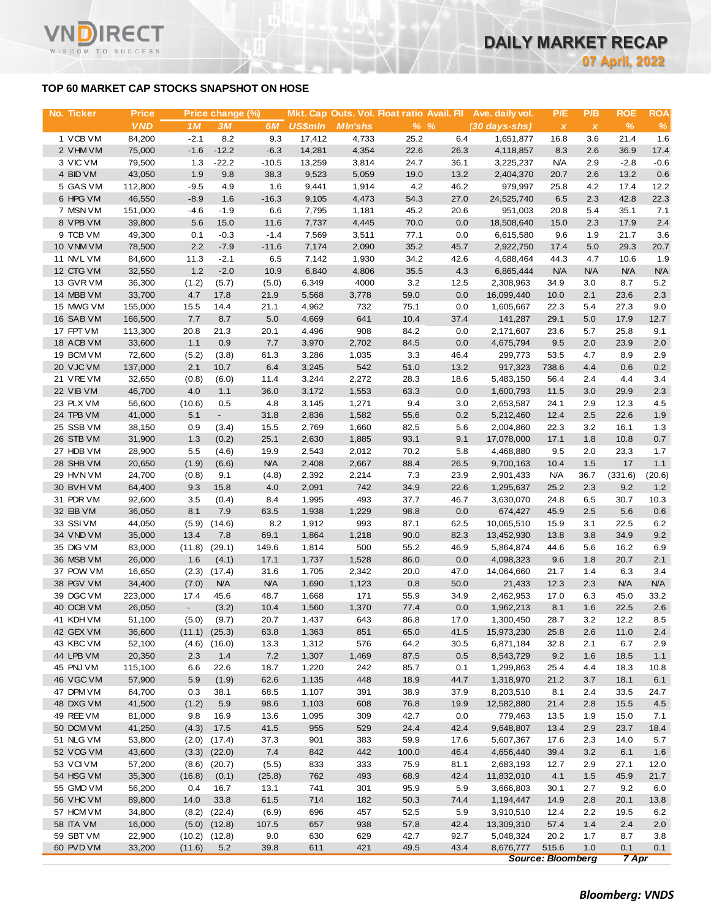## TOP 60 MARKET CAP STOCKS SNAPSHOT ON HOSE

| No. | Ticker | Price | Price change (%) | | | Mkt. Cap | Outs. Vol. | Float ratio | Avail. FII | Ave. daily vol. | P/E | P/B | ROE | ROA |
|---|---|---|---|---|---|---|---|---|---|---|---|---|---|---|
| | | VND | 1M | 3M | 6M | US$mln | Mln'shs | % | % | (30 days-shs) | x | x | % | % |
| 1 | VCB VM | 84,200 | -2.1 | 8.2 | 9.3 | 17,412 | 4,733 | 25.2 | 6.4 | 1,651,877 | 16.8 | 3.6 | 21.4 | 1.6 |
| 2 | VHM VM | 75,000 | -1.6 | -12.2 | -6.3 | 14,281 | 4,354 | 22.6 | 26.3 | 4,118,857 | 8.3 | 2.6 | 36.9 | 17.4 |
| 3 | VIC VM | 79,500 | 1.3 | -22.2 | -10.5 | 13,259 | 3,814 | 24.7 | 36.1 | 3,225,237 | N/A | 2.9 | -2.8 | -0.6 |
| 4 | BID VM | 43,050 | 1.9 | 9.8 | 38.3 | 9,523 | 5,059 | 19.0 | 13.2 | 2,404,370 | 20.7 | 2.6 | 13.2 | 0.6 |
| 5 | GAS VM | 112,800 | -9.5 | 4.9 | 1.6 | 9,441 | 1,914 | 4.2 | 46.2 | 979,997 | 25.8 | 4.2 | 17.4 | 12.2 |
| 6 | HPG VM | 46,550 | -8.9 | 1.6 | -16.3 | 9,105 | 4,473 | 54.3 | 27.0 | 24,525,740 | 6.5 | 2.3 | 42.8 | 22.3 |
| 7 | MSN VM | 151,000 | -4.6 | -1.9 | 6.6 | 7,795 | 1,181 | 45.2 | 20.6 | 951,003 | 20.8 | 5.4 | 35.1 | 7.1 |
| 8 | VPB VM | 39,800 | 5.6 | 15.0 | 11.6 | 7,737 | 4,445 | 70.0 | 0.0 | 18,508,640 | 15.0 | 2.3 | 17.9 | 2.4 |
| 9 | TCB VM | 49,300 | 0.1 | -0.3 | -1.4 | 7,569 | 3,511 | 77.1 | 0.0 | 6,615,580 | 9.6 | 1.9 | 21.7 | 3.6 |
| 10 | VNM VM | 78,500 | 2.2 | -7.9 | -11.6 | 7,174 | 2,090 | 35.2 | 45.7 | 2,922,750 | 17.4 | 5.0 | 29.3 | 20.7 |
| 11 | NVL VM | 84,600 | 11.3 | -2.1 | 6.5 | 7,142 | 1,930 | 34.2 | 42.6 | 4,688,464 | 44.3 | 4.7 | 10.6 | 1.9 |
| 12 | CTG VM | 32,550 | 1.2 | -2.0 | 10.9 | 6,840 | 4,806 | 35.5 | 4.3 | 6,865,444 | N/A | N/A | N/A | N/A |
| 13 | GVR VM | 36,300 | (1.2) | (5.7) | (5.0) | 6,349 | 4000 | 3.2 | 12.5 | 2,308,963 | 34.9 | 3.0 | 8.7 | 5.2 |
| 14 | MBB VM | 33,700 | 4.7 | 17.8 | 21.9 | 5,568 | 3,778 | 59.0 | 0.0 | 16,099,440 | 10.0 | 2.1 | 23.6 | 2.3 |
| 15 | MWG VM | 155,000 | 15.5 | 14.4 | 21.1 | 4,962 | 732 | 75.1 | 0.0 | 1,605,667 | 22.3 | 5.4 | 27.3 | 9.0 |
| 16 | SAB VM | 166,500 | 7.7 | 8.7 | 5.0 | 4,669 | 641 | 10.4 | 37.4 | 141,287 | 29.1 | 5.0 | 17.9 | 12.7 |
| 17 | FPT VM | 113,300 | 20.8 | 21.3 | 20.1 | 4,496 | 908 | 84.2 | 0.0 | 2,171,607 | 23.6 | 5.7 | 25.8 | 9.1 |
| 18 | ACB VM | 33,600 | 1.1 | 0.9 | 7.7 | 3,970 | 2,702 | 84.5 | 0.0 | 4,675,794 | 9.5 | 2.0 | 23.9 | 2.0 |
| 19 | BCM VM | 72,600 | (5.2) | (3.8) | 61.3 | 3,286 | 1,035 | 3.3 | 46.4 | 299,773 | 53.5 | 4.7 | 8.9 | 2.9 |
| 20 | VJC VM | 137,000 | 2.1 | 10.7 | 6.4 | 3,245 | 542 | 51.0 | 13.2 | 917,323 | 738.6 | 4.4 | 0.6 | 0.2 |
| 21 | VRE VM | 32,650 | (0.8) | (6.0) | 11.4 | 3,244 | 2,272 | 28.3 | 18.6 | 5,483,150 | 56.4 | 2.4 | 4.4 | 3.4 |
| 22 | VIB VM | 46,700 | 4.0 | 1.1 | 36.0 | 3,172 | 1,553 | 63.3 | 0.0 | 1,600,793 | 11.5 | 3.0 | 29.9 | 2.3 |
| 23 | PLX VM | 56,600 | (10.6) | 0.5 | 4.8 | 3,145 | 1,271 | 9.4 | 3.0 | 2,653,587 | 24.1 | 2.9 | 12.3 | 4.5 |
| 24 | TPB VM | 41,000 | 5.1 | - | 31.8 | 2,836 | 1,582 | 55.6 | 0.2 | 5,212,460 | 12.4 | 2.5 | 22.6 | 1.9 |
| 25 | SSB VM | 38,150 | 0.9 | (3.4) | 15.5 | 2,769 | 1,660 | 82.5 | 5.6 | 2,004,860 | 22.3 | 3.2 | 16.1 | 1.3 |
| 26 | STB VM | 31,900 | 1.3 | (0.2) | 25.1 | 2,630 | 1,885 | 93.1 | 9.1 | 17,078,000 | 17.1 | 1.8 | 10.8 | 0.7 |
| 27 | HDB VM | 28,900 | 5.5 | (4.6) | 19.9 | 2,543 | 2,012 | 70.2 | 5.8 | 4,468,880 | 9.5 | 2.0 | 23.3 | 1.7 |
| 28 | SHB VM | 20,650 | (1.9) | (6.6) | N/A | 2,408 | 2,667 | 88.4 | 26.5 | 9,700,163 | 10.4 | 1.5 | 17 | 1.1 |
| 29 | HVN VM | 24,700 | (0.8) | 9.1 | (4.8) | 2,392 | 2,214 | 7.3 | 23.9 | 2,901,433 | N/A | 36.7 | (331.6) | (20.6) |
| 30 | BVH VM | 64,400 | 9.3 | 15.8 | 4.0 | 2,091 | 742 | 34.9 | 22.6 | 1,295,637 | 25.2 | 2.3 | 9.2 | 1.2 |
| 31 | PDR VM | 92,600 | 3.5 | (0.4) | 8.4 | 1,995 | 493 | 37.7 | 46.7 | 3,630,070 | 24.8 | 6.5 | 30.7 | 10.3 |
| 32 | EIB VM | 36,050 | 8.1 | 7.9 | 63.5 | 1,938 | 1,229 | 98.8 | 0.0 | 674,427 | 45.9 | 2.5 | 5.6 | 0.6 |
| 33 | SSI VM | 44,050 | (5.9) | (14.6) | 8.2 | 1,912 | 993 | 87.1 | 62.5 | 10,065,510 | 15.9 | 3.1 | 22.5 | 6.2 |
| 34 | VND VM | 35,000 | 13.4 | 7.8 | 69.1 | 1,864 | 1,218 | 90.0 | 82.3 | 13,452,930 | 13.8 | 3.8 | 34.9 | 9.2 |
| 35 | DIG VM | 83,000 | (11.8) | (29.1) | 149.6 | 1,814 | 500 | 55.2 | 46.9 | 5,864,874 | 44.6 | 5.6 | 16.2 | 6.9 |
| 36 | MSB VM | 26,000 | 1.6 | (4.1) | 17.1 | 1,737 | 1,528 | 86.0 | 0.0 | 4,098,323 | 9.6 | 1.8 | 20.7 | 2.1 |
| 37 | POW VM | 16,650 | (2.3) | (17.4) | 31.6 | 1,705 | 2,342 | 20.0 | 47.0 | 14,064,660 | 21.7 | 1.4 | 6.3 | 3.4 |
| 38 | PGV VM | 34,400 | (7.0) | N/A | N/A | 1,690 | 1,123 | 0.8 | 50.0 | 21,433 | 12.3 | 2.3 | N/A | N/A |
| 39 | DGC VM | 223,000 | 17.4 | 45.6 | 48.7 | 1,668 | 171 | 55.9 | 34.9 | 2,462,953 | 17.0 | 6.3 | 45.0 | 33.2 |
| 40 | OCB VM | 26,050 | - | (3.2) | 10.4 | 1,560 | 1,370 | 77.4 | 0.0 | 1,962,213 | 8.1 | 1.6 | 22.5 | 2.6 |
| 41 | KDH VM | 51,100 | (5.0) | (9.7) | 20.7 | 1,437 | 643 | 86.8 | 17.0 | 1,300,450 | 28.7 | 3.2 | 12.2 | 8.5 |
| 42 | GEX VM | 36,600 | (11.1) | (25.3) | 63.8 | 1,363 | 851 | 65.0 | 41.5 | 15,973,230 | 25.8 | 2.6 | 11.0 | 2.4 |
| 43 | KBC VM | 52,100 | (4.6) | (16.0) | 13.3 | 1,312 | 576 | 64.2 | 30.5 | 6,871,184 | 32.8 | 2.1 | 6.7 | 2.9 |
| 44 | LPB VM | 20,350 | 2.3 | 1.4 | 7.2 | 1,307 | 1,469 | 87.5 | 0.5 | 8,543,729 | 9.2 | 1.6 | 18.5 | 1.1 |
| 45 | PNJ VM | 115,100 | 6.6 | 22.6 | 18.7 | 1,220 | 242 | 85.7 | 0.1 | 1,299,863 | 25.4 | 4.4 | 18.3 | 10.8 |
| 46 | VGC VM | 57,900 | 5.9 | (1.9) | 62.6 | 1,135 | 448 | 18.9 | 44.7 | 1,318,970 | 21.2 | 3.7 | 18.1 | 6.1 |
| 47 | DPM VM | 64,700 | 0.3 | 38.1 | 68.5 | 1,107 | 391 | 38.9 | 37.9 | 8,203,510 | 8.1 | 2.4 | 33.5 | 24.7 |
| 48 | DXG VM | 41,500 | (1.2) | 5.9 | 98.6 | 1,103 | 608 | 76.8 | 19.9 | 12,582,880 | 21.4 | 2.8 | 15.5 | 4.5 |
| 49 | REE VM | 81,000 | 9.8 | 16.9 | 13.6 | 1,095 | 309 | 42.7 | 0.0 | 779,463 | 13.5 | 1.9 | 15.0 | 7.1 |
| 50 | DCM VM | 41,250 | (4.3) | 17.5 | 41.5 | 955 | 529 | 24.4 | 42.4 | 9,648,807 | 13.4 | 2.9 | 23.7 | 18.4 |
| 51 | NLG VM | 53,800 | (2.0) | (17.4) | 37.3 | 901 | 383 | 59.9 | 17.6 | 5,607,367 | 17.6 | 2.3 | 14.0 | 5.7 |
| 52 | VCG VM | 43,600 | (3.3) | (22.0) | 7.4 | 842 | 442 | 100.0 | 46.4 | 4,656,440 | 39.4 | 3.2 | 6.1 | 1.6 |
| 53 | VCI VM | 57,200 | (8.6) | (20.7) | (5.5) | 833 | 333 | 75.9 | 81.1 | 2,683,193 | 12.7 | 2.9 | 27.1 | 12.0 |
| 54 | HSG VM | 35,300 | (16.8) | (0.1) | (25.8) | 762 | 493 | 68.9 | 42.4 | 11,832,010 | 4.1 | 1.5 | 45.9 | 21.7 |
| 55 | GMD VM | 56,200 | 0.4 | 16.7 | 13.1 | 741 | 301 | 95.9 | 5.9 | 3,666,803 | 30.1 | 2.7 | 9.2 | 6.0 |
| 56 | VHC VM | 89,800 | 14.0 | 33.8 | 61.5 | 714 | 182 | 50.3 | 74.4 | 1,194,447 | 14.9 | 2.8 | 20.1 | 13.8 |
| 57 | HCM VM | 34,800 | (8.2) | (22.4) | (6.9) | 696 | 457 | 52.5 | 5.9 | 3,910,510 | 12.4 | 2.2 | 19.5 | 6.2 |
| 58 | ITA VM | 16,000 | (5.0) | (12.8) | 107.5 | 657 | 938 | 57.8 | 42.4 | 13,309,310 | 57.4 | 1.4 | 2.4 | 2.0 |
| 59 | SBT VM | 22,900 | (10.2) | (12.8) | 9.0 | 630 | 629 | 42.7 | 92.7 | 5,048,324 | 20.2 | 1.7 | 8.7 | 3.8 |
| 60 | PVD VM | 33,200 | (11.6) | 5.2 | 39.8 | 611 | 421 | 49.5 | 43.4 | 8,676,777 | 515.6 | 1.0 | 0.1 | 0.1 |

*Source: Bloomberg 7 Apr*

***Bloomberg: VNDS***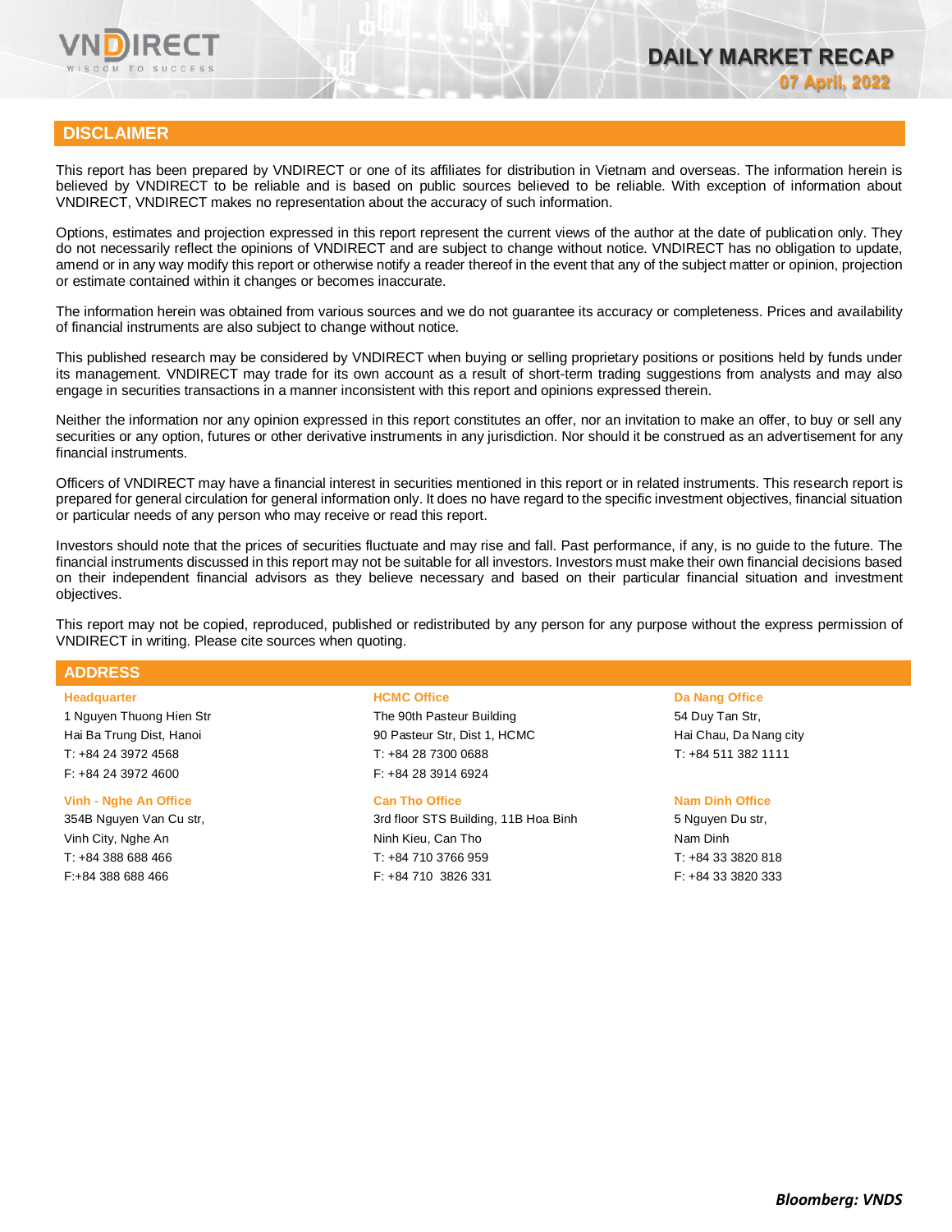## DISCLAIMER

This report has been prepared by VNDIRECT or one of its affiliates for distribution in Vietnam and overseas. The information herein is believed by VNDIRECT to be reliable and is based on public sources believed to be reliable. With exception of information about VNDIRECT, VNDIRECT makes no representation about the accuracy of such information.

Options, estimates and projection expressed in this report represent the current views of the author at the date of publication only. They do not necessarily reflect the opinions of VNDIRECT and are subject to change without notice. VNDIRECT has no obligation to update, amend or in any way modify this report or otherwise notify a reader thereof in the event that any of the subject matter or opinion, projection or estimate contained within it changes or becomes inaccurate.

The information herein was obtained from various sources and we do not guarantee its accuracy or completeness. Prices and availability of financial instruments are also subject to change without notice.

This published research may be considered by VNDIRECT when buying or selling proprietary positions or positions held by funds under its management. VNDIRECT may trade for its own account as a result of short-term trading suggestions from analysts and may also engage in securities transactions in a manner inconsistent with this report and opinions expressed therein.

Neither the information nor any opinion expressed in this report constitutes an offer, nor an invitation to make an offer, to buy or sell any securities or any option, futures or other derivative instruments in any jurisdiction. Nor should it be construed as an advertisement for any financial instruments.

Officers of VNDIRECT may have a financial interest in securities mentioned in this report or in related instruments. This research report is prepared for general circulation for general information only. It does no have regard to the specific investment objectives, financial situation or particular needs of any person who may receive or read this report.

Investors should note that the prices of securities fluctuate and may rise and fall. Past performance, if any, is no guide to the future. The financial instruments discussed in this report may not be suitable for all investors. Investors must make their own financial decisions based on their independent financial advisors as they believe necessary and based on their particular financial situation and investment objectives.

This report may not be copied, reproduced, published or redistributed by any person for any purpose without the express permission of VNDIRECT in writing. Please cite sources when quoting.

## ADDRESS

**Headquarter**
1 Nguyen Thuong Hien Str
Hai Ba Trung Dist, Hanoi
T: +84 24 3972 4568
F: +84 24 3972 4600

**HCMC Office**
The 90th Pasteur Building
90 Pasteur Str, Dist 1, HCMC
T: +84 28 7300 0688
F: +84 28 3914 6924

**Da Nang Office**
54 Duy Tan Str,
Hai Chau, Da Nang city
T: +84 511 382 1111

**Vinh - Nghe An Office**
354B Nguyen Van Cu str,
Vinh City, Nghe An
T: +84 388 688 466
F:+84 388 688 466

**Can Tho Office**
3rd floor STS Building, 11B Hoa Binh
Ninh Kieu, Can Tho
T: +84 710 3766 959
F: +84 710 3826 331

**Nam Dinh Office**
5 Nguyen Du str,
Nam Dinh
T: +84 33 3820 818
F: +84 33 3820 333

***Bloomberg: VNDS***